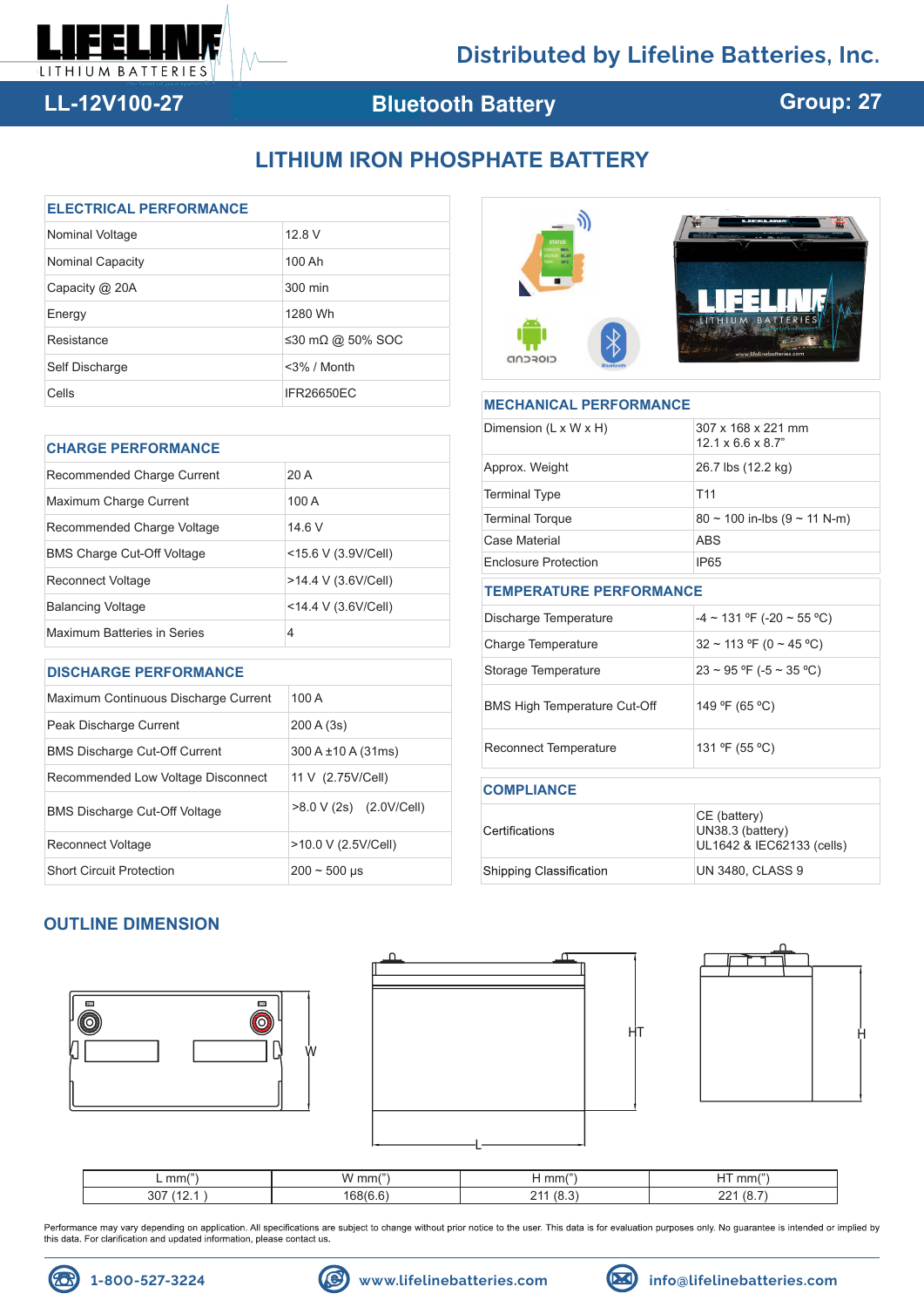Distributed by Lifeline Batteries, Inc.

**LL-12V100-27** | **Bluetooth Battery** | **Group: 27**

# LITHIUM IRON PHOSPHATE BATTERY

## ELECTRICAL PERFORMANCE

| | |
|---|---|
| Nominal Voltage | 12.8 V |
| Nominal Capacity | 100 Ah |
| Capacity @ 20A | 300 min |
| Energy | 1280 Wh |
| Resistance | ≤30 mΩ @ 50% SOC |
| Self Discharge | <3% / Month |
| Cells | IFR26650EC |

## CHARGE PERFORMANCE

| | |
|---|---|
| Recommended Charge Current | 20 A |
| Maximum Charge Current | 100 A |
| Recommended Charge Voltage | 14.6 V |
| BMS Charge Cut-Off Voltage | <15.6 V (3.9V/Cell) |
| Reconnect Voltage | >14.4 V (3.6V/Cell) |
| Balancing Voltage | <14.4 V (3.6V/Cell) |
| Maximum Batteries in Series | 4 |

## DISCHARGE PERFORMANCE

| | |
|---|---|
| Maximum Continuous Discharge Current | 100 A |
| Peak Discharge Current | 200 A (3s) |
| BMS Discharge Cut-Off Current | 300 A ±10 A (31ms) |
| Recommended Low Voltage Disconnect | 11 V (2.75V/Cell) |
| BMS Discharge Cut-Off Voltage | >8.0 V (2s) (2.0V/Cell) |
| Reconnect Voltage | >10.0 V (2.5V/Cell) |
| Short Circuit Protection | 200 ~ 500 µs |

## MECHANICAL PERFORMANCE

| | |
|---|---|
| Dimension (L x W x H) | 307 x 168 x 221 mm<br>12.1 x 6.6 x 8.7" |
| Approx. Weight | 26.7 lbs (12.2 kg) |
| Terminal Type | T11 |
| Terminal Torque | 80 ~ 100 in-lbs (9 ~ 11 N-m) |
| Case Material | ABS |
| Enclosure Protection | IP65 |

## TEMPERATURE PERFORMANCE

| | |
|---|---|
| Discharge Temperature | -4 ~ 131 ºF (-20 ~ 55 ºC) |
| Charge Temperature | 32 ~ 113 ºF (0 ~ 45 ºC) |
| Storage Temperature | 23 ~ 95 ºF (-5 ~ 35 ºC) |
| BMS High Temperature Cut-Off | 149 ºF (65 ºC) |
| Reconnect Temperature | 131 ºF (55 ºC) |

## COMPLIANCE

| | |
|---|---|
| Certifications | CE (battery)<br>UN38.3 (battery)<br>UL1642 & IEC62133 (cells) |
| Shipping Classification | UN 3480, CLASS 9 |

## OUTLINE DIMENSION

| L mm(") | W mm(") | H mm(") | HT mm(") |
|---|---|---|---|
| 307 (12.1 ) | 168(6.6) | 211 (8.3) | 221 (8.7) |

Performance may vary depending on application. All specifications are subject to change without prior notice to the user. This data is for evaluation purposes only. No guarantee is intended or implied by this data. For clarification and updated information, please contact us.

1-800-527-3224 | www.lifelinebatteries.com | info@lifelinebatteries.com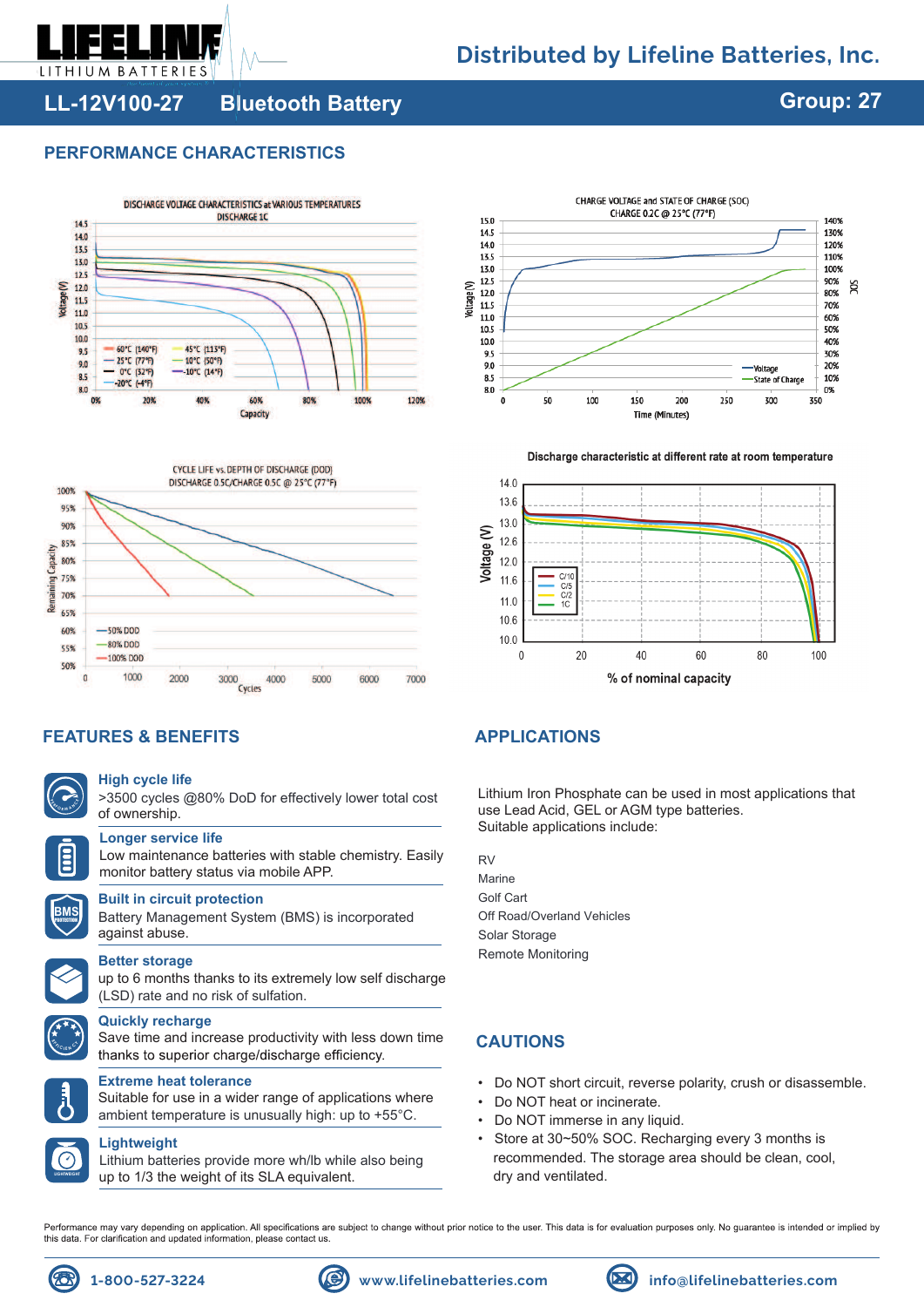Distributed by Lifeline Batteries, Inc.

# LL-12V100-27 Bluetooth Battery

Group: 27

## PERFORMANCE CHARACTERISTICS

DISCHARGE VOLTAGE CHARACTERISTICS at VARIOUS TEMPERATURES
DISCHARGE 1C

Voltage (V)
14.5
14.0
13.5
13.0
12.5
12.0
11.5
11.0
10.5
10.0
9.5
9.0
8.5
8.0

60°C (140°F)
25°C (77°F)
0°C (32°F)
-20°C (-4°F)
45°C (113°F)
10°C (50°F)
-10°C (14°F)

0%
20%
40%
60%
80%
100%
120%
Capacity

CHARGE VOLTAGE and STATE OF CHARGE (SOC)
CHARGE 0.2C @ 25°C (77°F)

Voltage (V)
15.0
14.5
14.0
13.5
13.0
12.5
12.0
11.5
11.0
10.5
10.0
9.5
9.0
8.5
8.0

SOC
140%
130%
120%
110%
100%
90%
80%
70%
60%
50%
40%
30%
20%
10%
0%

Voltage
State of Charge

0
50
100
150
200
250
300
350
Time (Minutes)

CYCLE LIFE vs. DEPTH OF DISCHARGE (DOD)
DISCHARGE 0.5C/CHARGE 0.5C @ 25°C (77°F)

Remaining Capacity
100%
95%
90%
85%
80%
75%
70%
65%
60%
55%
50%

50% DOD
80% DOD
100% DOD

0
1000
2000
3000
4000
5000
6000
7000
Cycles

Discharge characteristic at different rate at room temperature

Voltage (V)
14.0
13.6
13.0
12.6
12.0
11.6
11.0
10.6
10.0

C/10
C/5
C/2
1C

0
20
40
60
80
100
% of nominal capacity

## FEATURES & BENEFITS

**High cycle life**
>3500 cycles @80% DoD for effectively lower total cost of ownership.

**Longer service life**
Low maintenance batteries with stable chemistry. Easily monitor battery status via mobile APP.

**Built in circuit protection**
Battery Management System (BMS) is incorporated against abuse.

**Better storage**
up to 6 months thanks to its extremely low self discharge (LSD) rate and no risk of sulfation.

**Quickly recharge**
Save time and increase productivity with less down time thanks to superior charge/discharge efficiency.

**Extreme heat tolerance**
Suitable for use in a wider range of applications where ambient temperature is unusually high: up to +55°C.

**Lightweight**
Lithium batteries provide more wh/lb while also being up to 1/3 the weight of its SLA equivalent.

## APPLICATIONS

Lithium Iron Phosphate can be used in most applications that use Lead Acid, GEL or AGM type batteries.
Suitable applications include:

RV
Marine
Golf Cart
Off Road/Overland Vehicles
Solar Storage
Remote Monitoring

## CAUTIONS

- Do NOT short circuit, reverse polarity, crush or disassemble.
- Do NOT heat or incinerate.
- Do NOT immerse in any liquid.
- Store at 30~50% SOC. Recharging every 3 months is recommended. The storage area should be clean, cool, dry and ventilated.

Performance may vary depending on application. All specifications are subject to change without prior notice to the user. This data is for evaluation purposes only. No guarantee is intended or implied by this data. For clarification and updated information, please contact us.

1-800-527-3224 www.lifelinebatteries.com info@lifelinebatteries.com